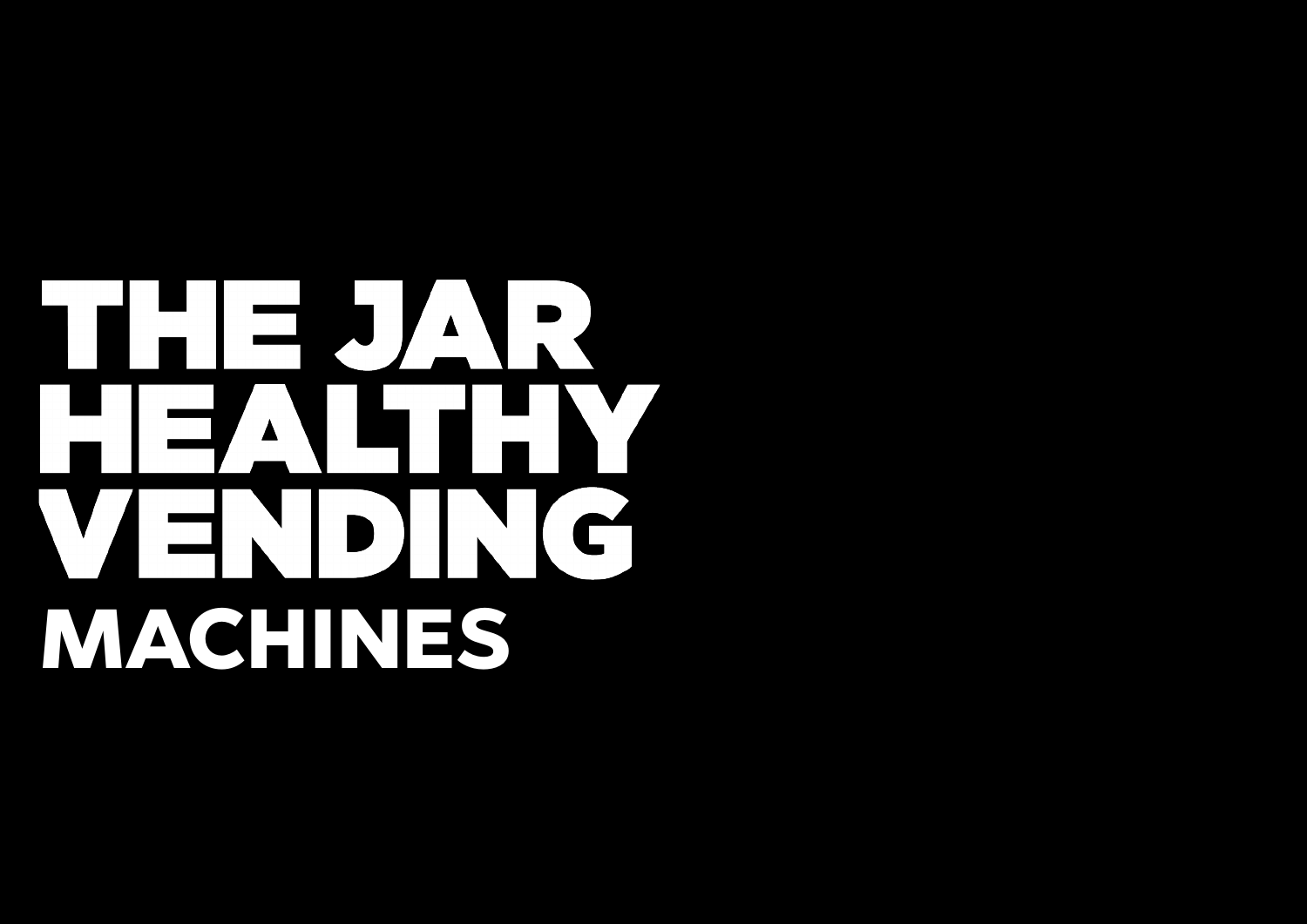# THE JAR HEALTHY VENDING

## MACHINES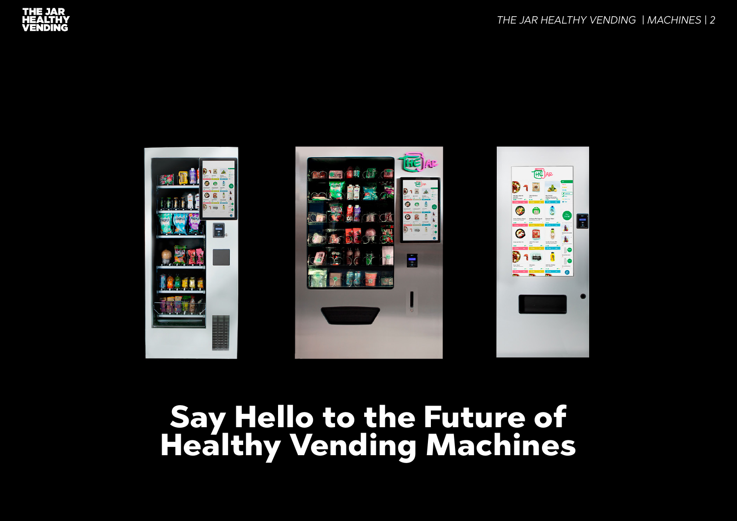# Say Hello to the Future of Healthy Vending Machines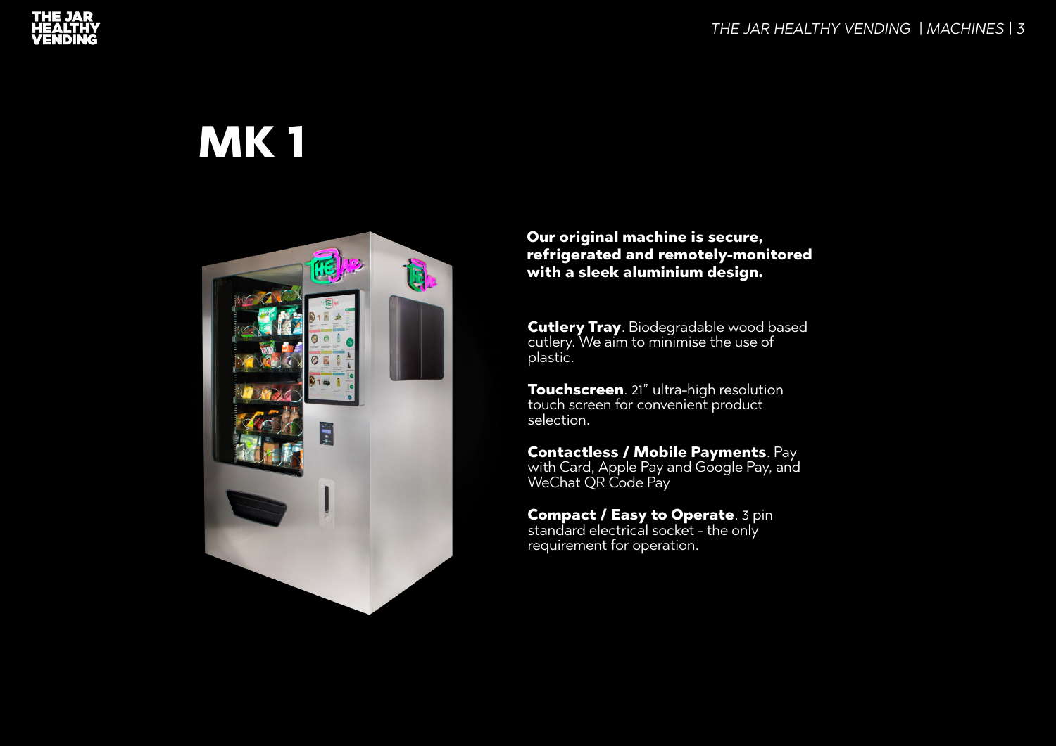# MK 1

**Our original machine is secure, refrigerated and remotely-monitored with a sleek aluminium design.**

**Cutlery Tray**. Biodegradable wood based cutlery. We aim to minimise the use of plastic.

**Touchscreen**. 21" ultra-high resolution touch screen for convenient product selection.

**Contactless / Mobile Payments**. Pay with Card, Apple Pay and Google Pay, and WeChat QR Code Pay

**Compact / Easy to Operate**. 3 pin standard electrical socket - the only requirement for operation.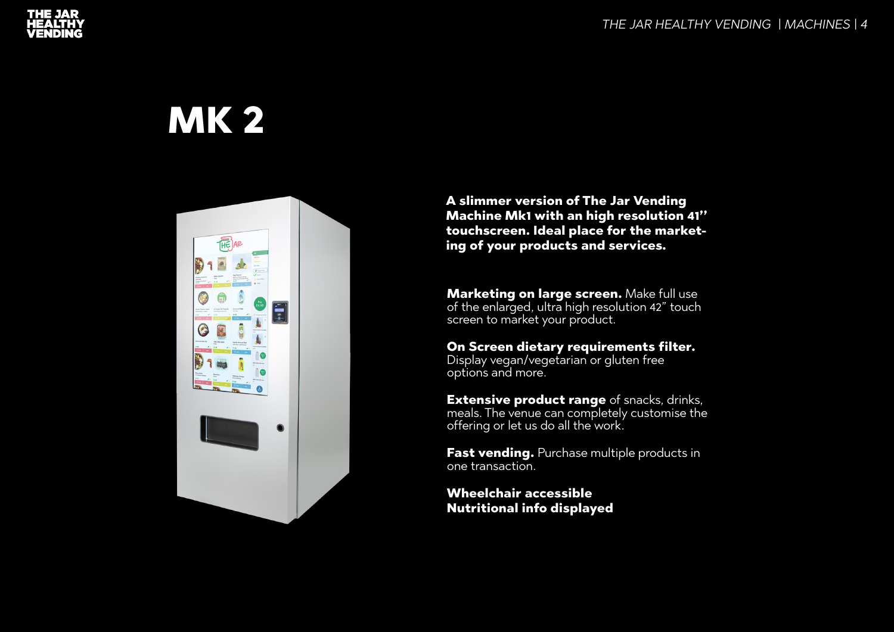# MK 2

**A slimmer version of The Jar Vending Machine Mk1 with an high resolution 41'' touchscreen. Ideal place for the marketing of your products and services.**

**Marketing on large screen.** Make full use of the enlarged, ultra high resolution 42" touch screen to market your product.

**On Screen dietary requirements filter.** Display vegan/vegetarian or gluten free options and more.

**Extensive product range** of snacks, drinks, meals. The venue can completely customise the offering or let us do all the work.

**Fast vending.** Purchase multiple products in one transaction.

**Wheelchair accessible**
**Nutritional info displayed**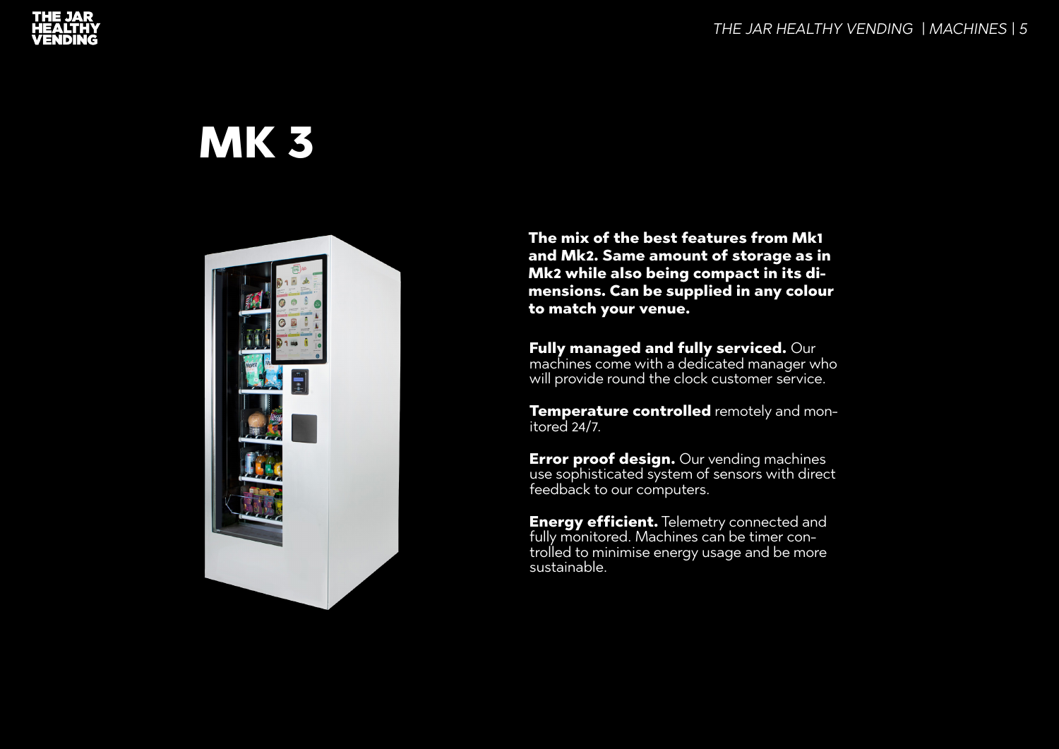# MK 3

**The mix of the best features from Mk1 and Mk2. Same amount of storage as in Mk2 while also being compact in its dimensions. Can be supplied in any colour to match your venue.**

**Fully managed and fully serviced.** Our machines come with a dedicated manager who will provide round the clock customer service.

**Temperature controlled** remotely and monitored 24/7.

**Error proof design.** Our vending machines use sophisticated system of sensors with direct feedback to our computers.

**Energy efficient.** Telemetry connected and fully monitored. Machines can be timer controlled to minimise energy usage and be more sustainable.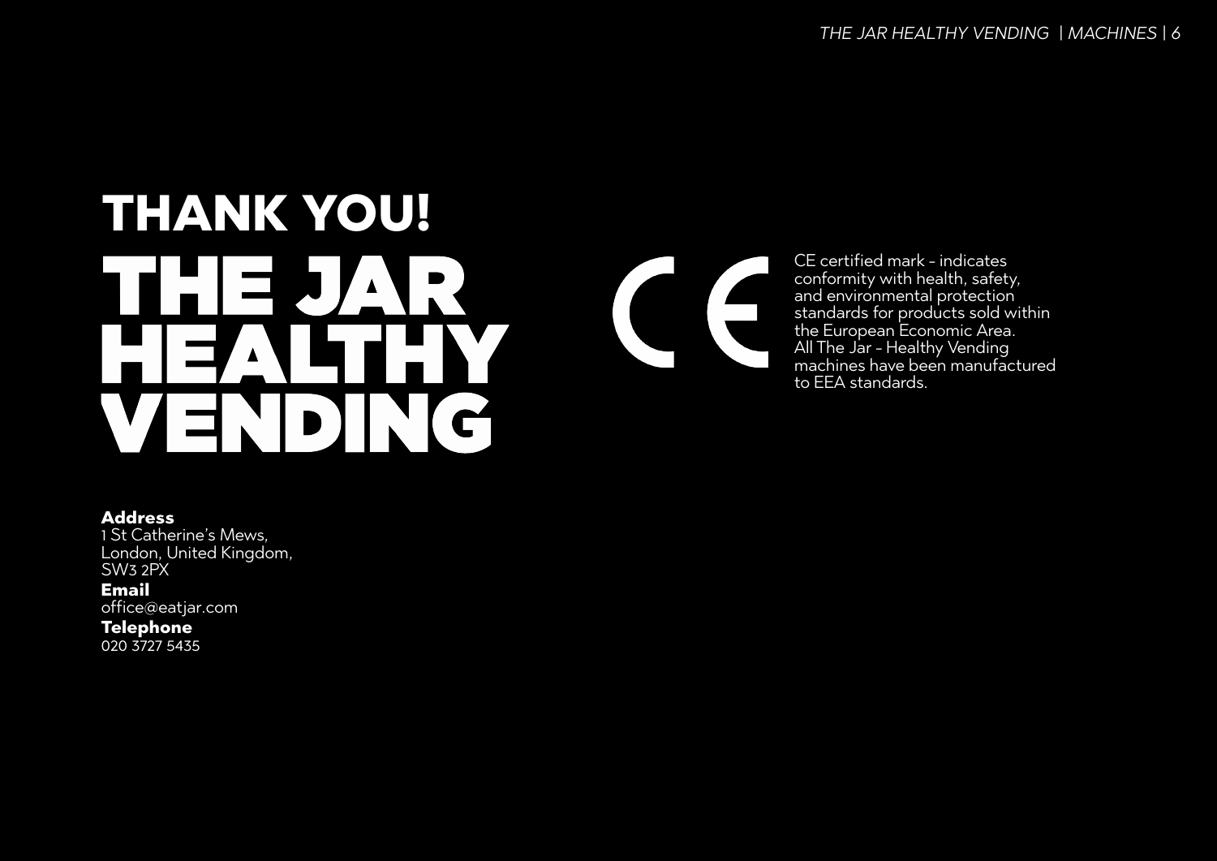# THANK YOU!

# THE JAR HEALTHY VENDING

CE certified mark - indicates conformity with health, safety, and environmental protection standards for products sold within the European Economic Area. All The Jar - Healthy Vending machines have been manufactured to EEA standards.

**Address**
1 St Catherine's Mews,
London, United Kingdom,
SW3 2PX

**Email**
office@eatjar.com

**Telephone**
020 3727 5435